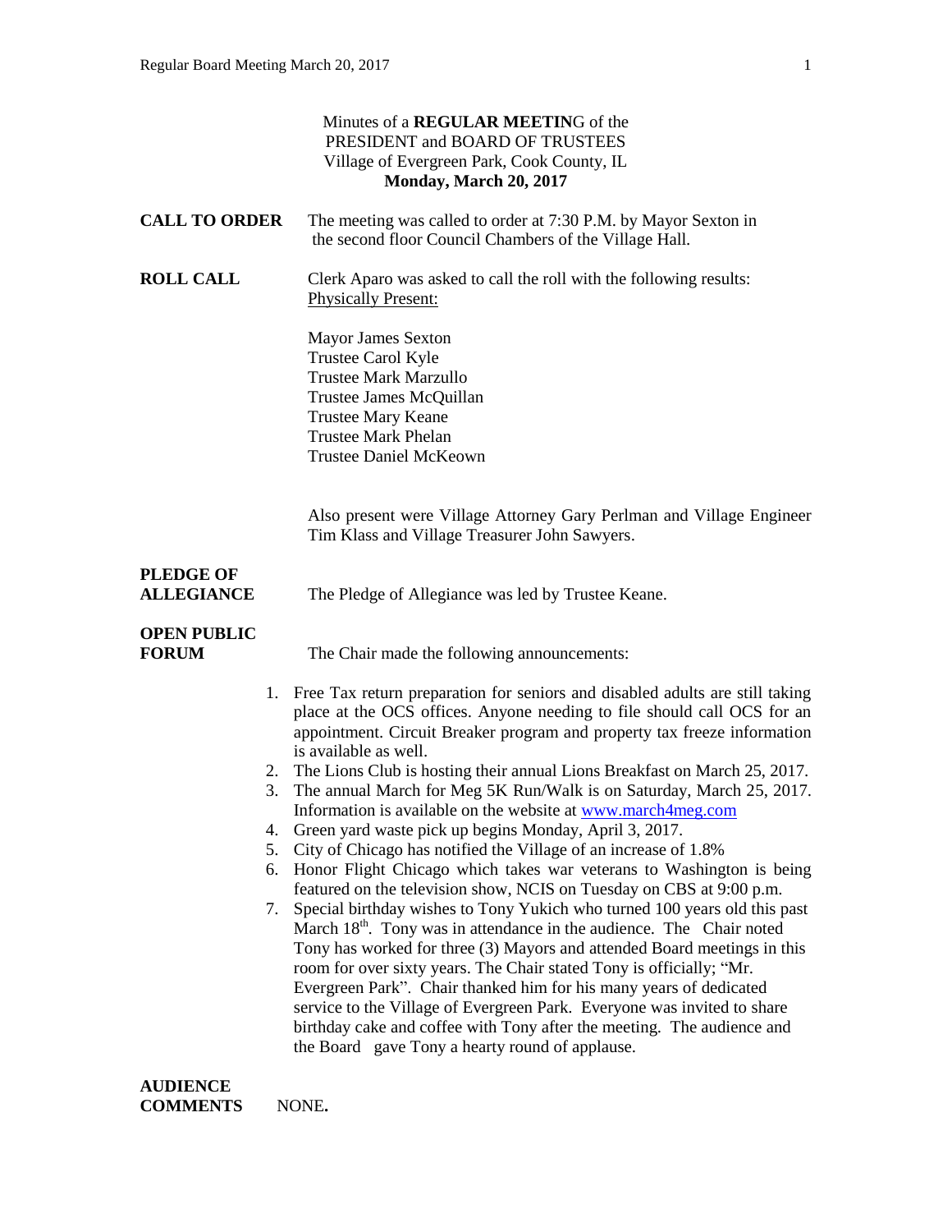Minutes of a **REGULAR MEETIN**G of the
PRESIDENT and BOARD OF TRUSTEES
Village of Evergreen Park, Cook County, IL
**Monday, March 20, 2017**

**CALL TO ORDER** The meeting was called to order at 7:30 P.M. by Mayor Sexton in the second floor Council Chambers of the Village Hall.

**ROLL CALL** Clerk Aparo was asked to call the roll with the following results:
Physically Present:

Mayor James Sexton
Trustee Carol Kyle
Trustee Mark Marzullo
Trustee James McQuillan
Trustee Mary Keane
Trustee Mark Phelan
Trustee Daniel McKeown

Also present were Village Attorney Gary Perlman and Village Engineer Tim Klass and Village Treasurer John Sawyers.

**PLEDGE OF ALLEGIANCE** The Pledge of Allegiance was led by Trustee Keane.

**OPEN PUBLIC FORUM** The Chair made the following announcements:

1. Free Tax return preparation for seniors and disabled adults are still taking place at the OCS offices. Anyone needing to file should call OCS for an appointment. Circuit Breaker program and property tax freeze information is available as well.
2. The Lions Club is hosting their annual Lions Breakfast on March 25, 2017.
3. The annual March for Meg 5K Run/Walk is on Saturday, March 25, 2017. Information is available on the website at www.march4meg.com
4. Green yard waste pick up begins Monday, April 3, 2017.
5. City of Chicago has notified the Village of an increase of 1.8%
6. Honor Flight Chicago which takes war veterans to Washington is being featured on the television show, NCIS on Tuesday on CBS at 9:00 p.m.
7. Special birthday wishes to Tony Yukich who turned 100 years old this past March 18th. Tony was in attendance in the audience. The Chair noted Tony has worked for three (3) Mayors and attended Board meetings in this room for over sixty years. The Chair stated Tony is officially; "Mr. Evergreen Park". Chair thanked him for his many years of dedicated service to the Village of Evergreen Park. Everyone was invited to share birthday cake and coffee with Tony after the meeting. The audience and the Board gave Tony a hearty round of applause.

**AUDIENCE COMMENTS** NONE**.**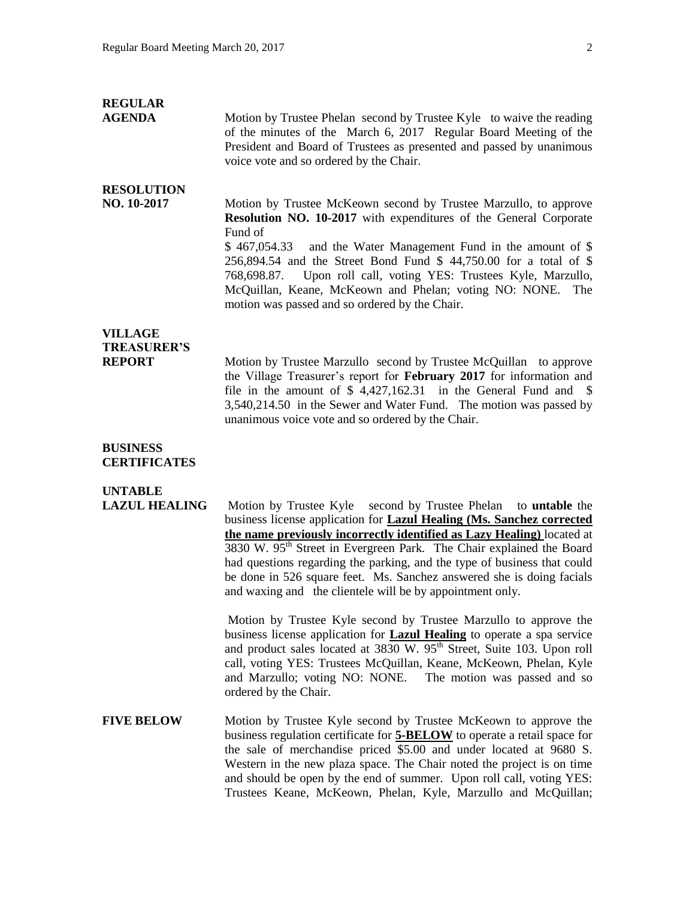**REGULAR AGENDA**

Motion by Trustee Phelan second by Trustee Kyle to waive the reading of the minutes of the March 6, 2017 Regular Board Meeting of the President and Board of Trustees as presented and passed by unanimous voice vote and so ordered by the Chair.

**RESOLUTION NO. 10-2017**

Motion by Trustee McKeown second by Trustee Marzullo, to approve **Resolution NO. 10-2017** with expenditures of the General Corporate Fund of $ 467,054.33 and the Water Management Fund in the amount of $ 256,894.54 and the Street Bond Fund $ 44,750.00 for a total of $ 768,698.87. Upon roll call, voting YES: Trustees Kyle, Marzullo, McQuillan, Keane, McKeown and Phelan; voting NO: NONE. The motion was passed and so ordered by the Chair.

**VILLAGE TREASURER'S REPORT**

Motion by Trustee Marzullo second by Trustee McQuillan to approve the Village Treasurer's report for **February 2017** for information and file in the amount of $ 4,427,162.31 in the General Fund and $ 3,540,214.50 in the Sewer and Water Fund. The motion was passed by unanimous voice vote and so ordered by the Chair.

**BUSINESS CERTIFICATES**

**UNTABLE LAZUL HEALING**

Motion by Trustee Kyle second by Trustee Phelan to **untable** the business license application for **Lazul Healing (Ms. Sanchez corrected the name previously incorrectly identified as Lazy Healing)** located at 3830 W. 95th Street in Evergreen Park. The Chair explained the Board had questions regarding the parking, and the type of business that could be done in 526 square feet. Ms. Sanchez answered she is doing facials and waxing and the clientele will be by appointment only.

Motion by Trustee Kyle second by Trustee Marzullo to approve the business license application for **Lazul Healing** to operate a spa service and product sales located at 3830 W. 95th Street, Suite 103. Upon roll call, voting YES: Trustees McQuillan, Keane, McKeown, Phelan, Kyle and Marzullo; voting NO: NONE. The motion was passed and so ordered by the Chair.

**FIVE BELOW**

Motion by Trustee Kyle second by Trustee McKeown to approve the business regulation certificate for **5-BELOW** to operate a retail space for the sale of merchandise priced $5.00 and under located at 9680 S. Western in the new plaza space. The Chair noted the project is on time and should be open by the end of summer. Upon roll call, voting YES: Trustees Keane, McKeown, Phelan, Kyle, Marzullo and McQuillan;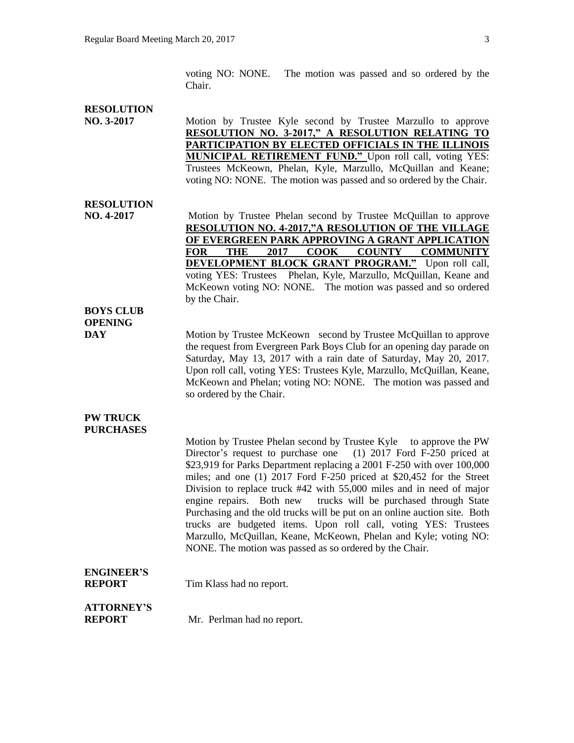voting NO: NONE. The motion was passed and so ordered by the Chair.

**RESOLUTION NO. 3-2017**

Motion by Trustee Kyle second by Trustee Marzullo to approve **RESOLUTION NO. 3-2017," A RESOLUTION RELATING TO PARTICIPATION BY ELECTED OFFICIALS IN THE ILLINOIS MUNICIPAL RETIREMENT FUND."** Upon roll call, voting YES: Trustees McKeown, Phelan, Kyle, Marzullo, McQuillan and Keane; voting NO: NONE. The motion was passed and so ordered by the Chair.

**RESOLUTION NO. 4-2017**

Motion by Trustee Phelan second by Trustee McQuillan to approve **RESOLUTION NO. 4-2017,"A RESOLUTION OF THE VILLAGE OF EVERGREEN PARK APPROVING A GRANT APPLICATION FOR THE 2017 COOK COUNTY COMMUNITY DEVELOPMENT BLOCK GRANT PROGRAM."** Upon roll call, voting YES: Trustees Phelan, Kyle, Marzullo, McQuillan, Keane and McKeown voting NO: NONE. The motion was passed and so ordered by the Chair.

**BOYS CLUB OPENING DAY**

Motion by Trustee McKeown second by Trustee McQuillan to approve the request from Evergreen Park Boys Club for an opening day parade on Saturday, May 13, 2017 with a rain date of Saturday, May 20, 2017. Upon roll call, voting YES: Trustees Kyle, Marzullo, McQuillan, Keane, McKeown and Phelan; voting NO: NONE. The motion was passed and so ordered by the Chair.

**PW TRUCK PURCHASES**

Motion by Trustee Phelan second by Trustee Kyle to approve the PW Director's request to purchase one (1) 2017 Ford F-250 priced at \$23,919 for Parks Department replacing a 2001 F-250 with over 100,000 miles; and one (1) 2017 Ford F-250 priced at \$20,452 for the Street Division to replace truck #42 with 55,000 miles and in need of major engine repairs. Both new trucks will be purchased through State Purchasing and the old trucks will be put on an online auction site. Both trucks are budgeted items. Upon roll call, voting YES: Trustees Marzullo, McQuillan, Keane, McKeown, Phelan and Kyle; voting NO: NONE. The motion was passed as so ordered by the Chair.

**ENGINEER'S REPORT**

Tim Klass had no report.

**ATTORNEY'S REPORT**

Mr. Perlman had no report.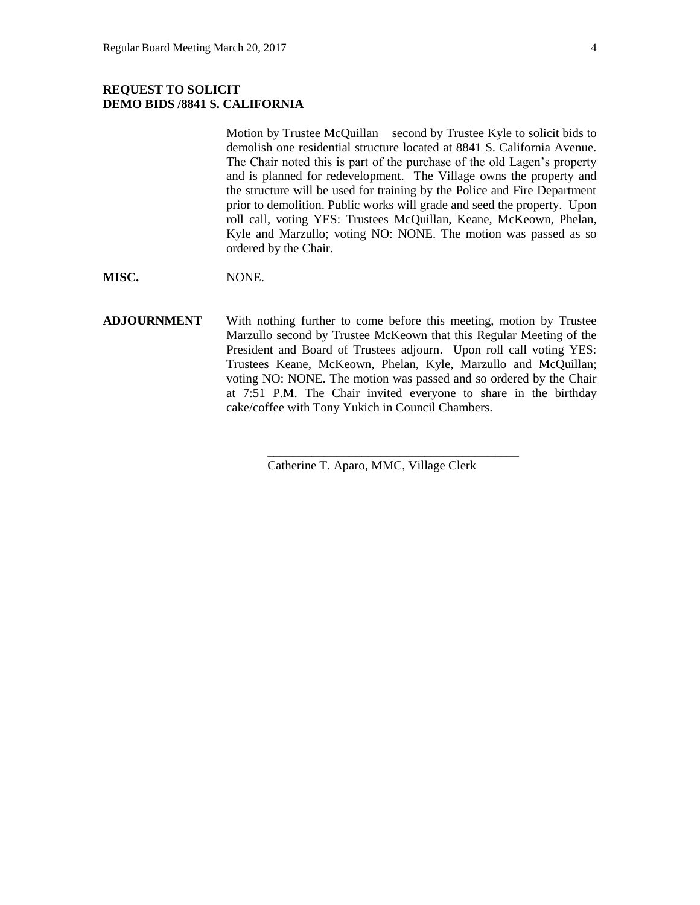**REQUEST TO SOLICIT**
**DEMO BIDS /8841 S. CALIFORNIA**

Motion by Trustee McQuillan second by Trustee Kyle to solicit bids to demolish one residential structure located at 8841 S. California Avenue. The Chair noted this is part of the purchase of the old Lagen's property and is planned for redevelopment. The Village owns the property and the structure will be used for training by the Police and Fire Department prior to demolition. Public works will grade and seed the property. Upon roll call, voting YES: Trustees McQuillan, Keane, McKeown, Phelan, Kyle and Marzullo; voting NO: NONE. The motion was passed as so ordered by the Chair.

**MISC.** NONE.

**ADJOURNMENT** With nothing further to come before this meeting, motion by Trustee Marzullo second by Trustee McKeown that this Regular Meeting of the President and Board of Trustees adjourn. Upon roll call voting YES: Trustees Keane, McKeown, Phelan, Kyle, Marzullo and McQuillan; voting NO: NONE. The motion was passed and so ordered by the Chair at 7:51 P.M. The Chair invited everyone to share in the birthday cake/coffee with Tony Yukich in Council Chambers.

\_\_\_\_\_\_\_\_\_\_\_\_\_\_\_\_\_\_\_\_\_\_\_\_\_\_\_\_\_\_\_\_\_\_\_\_\_\_\_\_

Catherine T. Aparo, MMC, Village Clerk